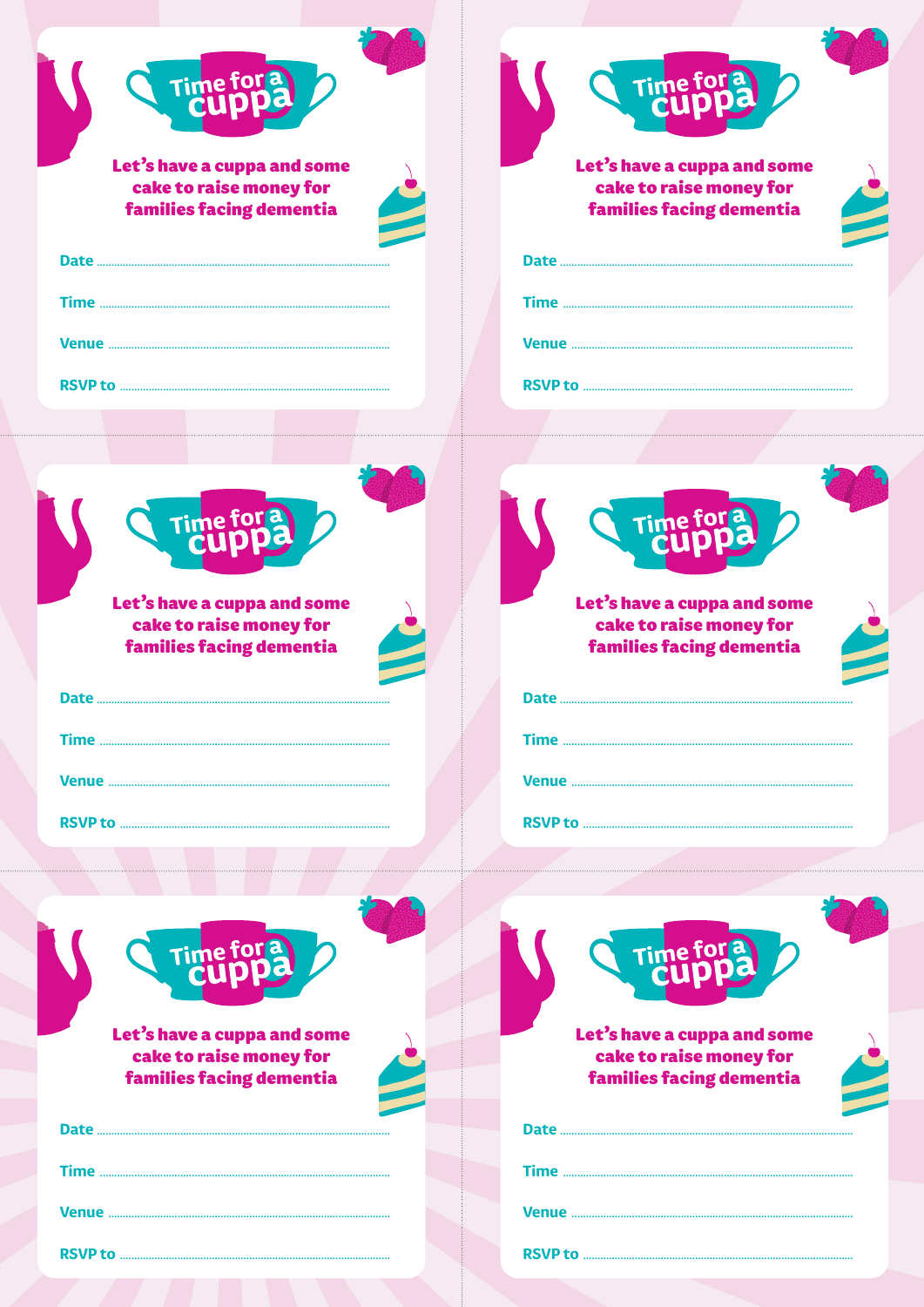# Time for a cuppa

**Let's have a cuppa and some cake to raise money for families facing dementia**

Date ..........................................................................................

Time ..........................................................................................

Venue ..........................................................................................

RSVP to ..........................................................................................

# Time for a cuppa

**Let's have a cuppa and some cake to raise money for families facing dementia**

Date ..........................................................................................

Time ..........................................................................................

Venue ..........................................................................................

RSVP to ..........................................................................................

# Time for a cuppa

**Let's have a cuppa and some cake to raise money for families facing dementia**

Date ..........................................................................................

Time ..........................................................................................

Venue ..........................................................................................

RSVP to ..........................................................................................

# Time for a cuppa

**Let's have a cuppa and some cake to raise money for families facing dementia**

Date ..........................................................................................

Time ..........................................................................................

Venue ..........................................................................................

RSVP to ..........................................................................................

# Time for a cuppa

**Let's have a cuppa and some cake to raise money for families facing dementia**

Date ..........................................................................................

Time ..........................................................................................

Venue ..........................................................................................

RSVP to ..........................................................................................

# Time for a cuppa

**Let's have a cuppa and some cake to raise money for families facing dementia**

Date ..........................................................................................

Time ..........................................................................................

Venue ..........................................................................................

RSVP to ..........................................................................................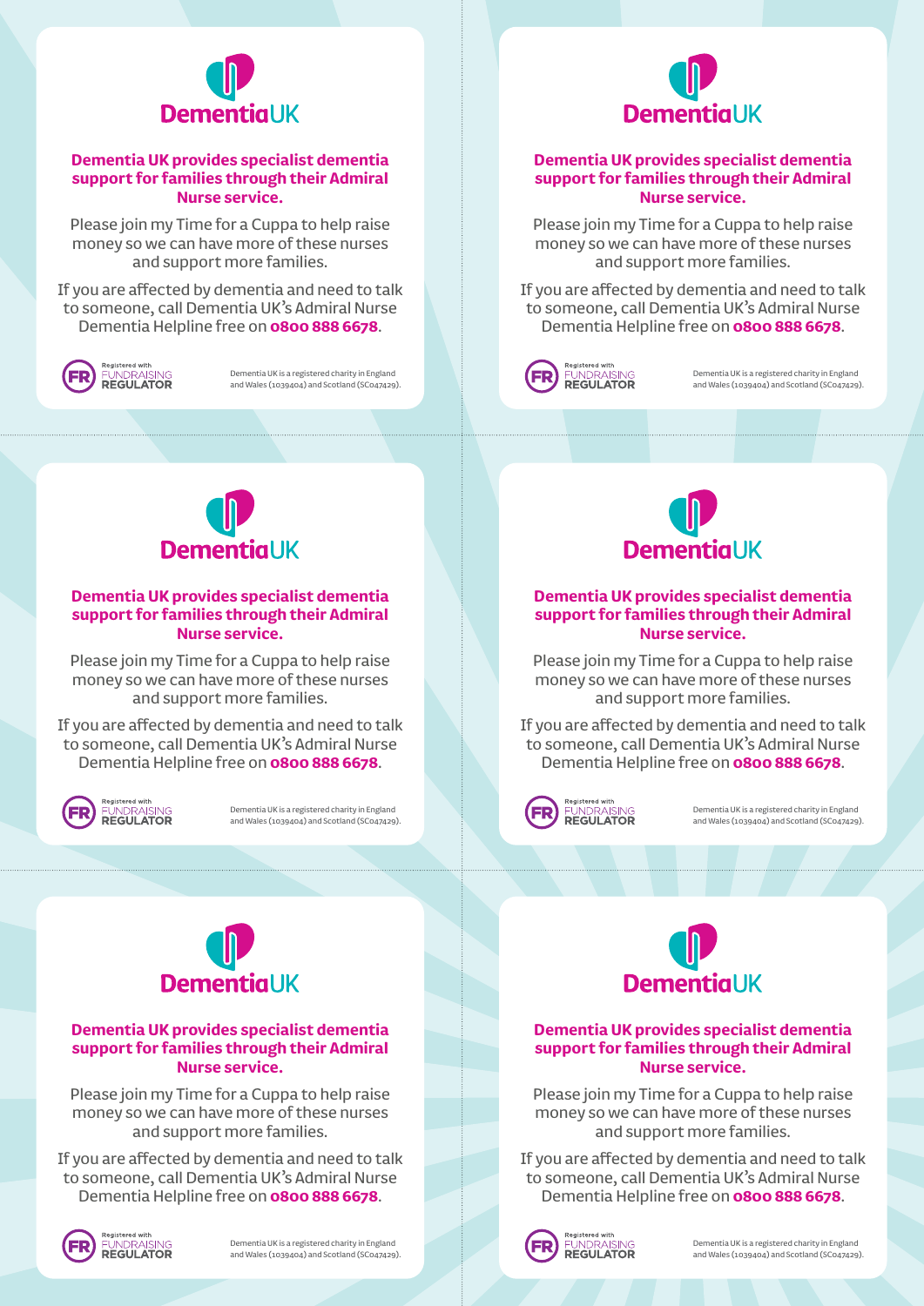DementiaUK

**Dementia UK provides specialist dementia support for families through their Admiral Nurse service.**

Please join my Time for a Cuppa to help raise money so we can have more of these nurses and support more families.

If you are affected by dementia and need to talk to someone, call Dementia UK's Admiral Nurse Dementia Helpline free on **0800 888 6678**.

Registered with FUNDRAISING REGULATOR

Dementia UK is a registered charity in England and Wales (1039404) and Scotland (SC047429).

---

DementiaUK

**Dementia UK provides specialist dementia support for families through their Admiral Nurse service.**

Please join my Time for a Cuppa to help raise money so we can have more of these nurses and support more families.

If you are affected by dementia and need to talk to someone, call Dementia UK's Admiral Nurse Dementia Helpline free on **0800 888 6678**.

Registered with FUNDRAISING REGULATOR

Dementia UK is a registered charity in England and Wales (1039404) and Scotland (SC047429).

---

DementiaUK

**Dementia UK provides specialist dementia support for families through their Admiral Nurse service.**

Please join my Time for a Cuppa to help raise money so we can have more of these nurses and support more families.

If you are affected by dementia and need to talk to someone, call Dementia UK's Admiral Nurse Dementia Helpline free on **0800 888 6678**.

Registered with FUNDRAISING REGULATOR

Dementia UK is a registered charity in England and Wales (1039404) and Scotland (SC047429).

---

DementiaUK

**Dementia UK provides specialist dementia support for families through their Admiral Nurse service.**

Please join my Time for a Cuppa to help raise money so we can have more of these nurses and support more families.

If you are affected by dementia and need to talk to someone, call Dementia UK's Admiral Nurse Dementia Helpline free on **0800 888 6678**.

Registered with FUNDRAISING REGULATOR

Dementia UK is a registered charity in England and Wales (1039404) and Scotland (SC047429).

---

DementiaUK

**Dementia UK provides specialist dementia support for families through their Admiral Nurse service.**

Please join my Time for a Cuppa to help raise money so we can have more of these nurses and support more families.

If you are affected by dementia and need to talk to someone, call Dementia UK's Admiral Nurse Dementia Helpline free on **0800 888 6678**.

Registered with FUNDRAISING REGULATOR

Dementia UK is a registered charity in England and Wales (1039404) and Scotland (SC047429).

---

DementiaUK

**Dementia UK provides specialist dementia support for families through their Admiral Nurse service.**

Please join my Time for a Cuppa to help raise money so we can have more of these nurses and support more families.

If you are affected by dementia and need to talk to someone, call Dementia UK's Admiral Nurse Dementia Helpline free on **0800 888 6678**.

Registered with FUNDRAISING REGULATOR

Dementia UK is a registered charity in England and Wales (1039404) and Scotland (SC047429).